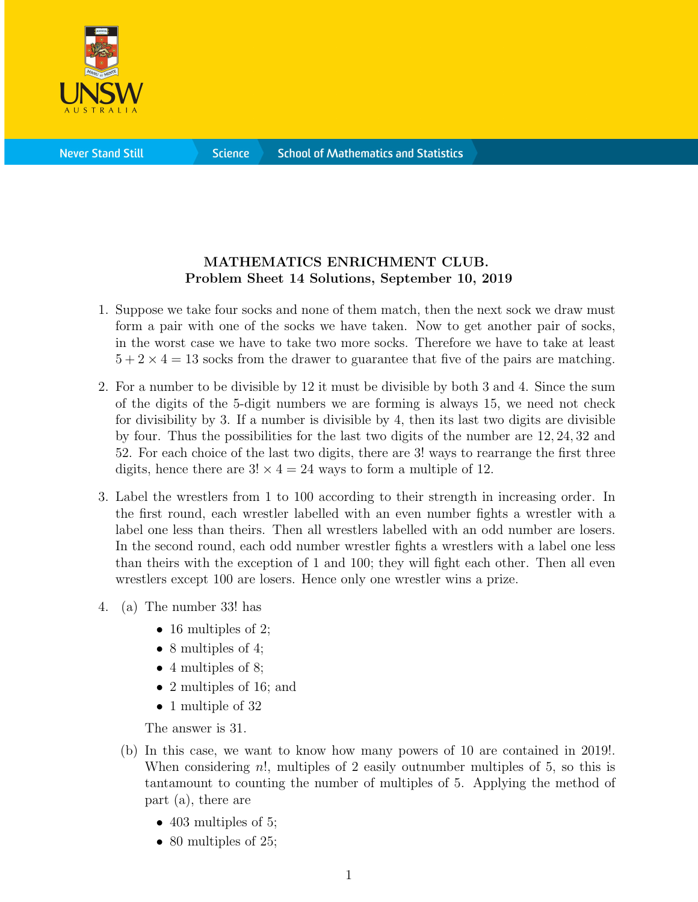**MATHEMATICS ENRICHMENT CLUB.**
**Problem Sheet 14 Solutions, September 10, 2019**

1. Suppose we take four socks and none of them match, then the next sock we draw must form a pair with one of the socks we have taken. Now to get another pair of socks, in the worst case we have to take two more socks. Therefore we have to take at least $5 + 2 \times 4 = 13$ socks from the drawer to guarantee that five of the pairs are matching.

2. For a number to be divisible by 12 it must be divisible by both 3 and 4. Since the sum of the digits of the 5-digit numbers we are forming is always 15, we need not check for divisibility by 3. If a number is divisible by 4, then its last two digits are divisible by four. Thus the possibilities for the last two digits of the number are $12, 24, 32$ and 52. For each choice of the last two digits, there are $3!$ ways to rearrange the first three digits, hence there are $3! \times 4 = 24$ ways to form a multiple of 12.

3. Label the wrestlers from 1 to 100 according to their strength in increasing order. In the first round, each wrestler labelled with an even number fights a wrestler with a label one less than theirs. Then all wrestlers labelled with an odd number are losers. In the second round, each odd number wrestler fights a wrestlers with a label one less than theirs with the exception of 1 and 100; they will fight each other. Then all even wrestlers except 100 are losers. Hence only one wrestler wins a prize.

4. (a) The number $33!$ has

   - 16 multiples of 2;
   - 8 multiples of 4;
   - 4 multiples of 8;
   - 2 multiples of 16; and
   - 1 multiple of 32

   The answer is 31.

   (b) In this case, we want to know how many powers of 10 are contained in $2019!$. When considering $n!$, multiples of 2 easily outnumber multiples of 5, so this is tantamount to counting the number of multiples of 5. Applying the method of part (a), there are

   - 403 multiples of 5;
   - 80 multiples of 25;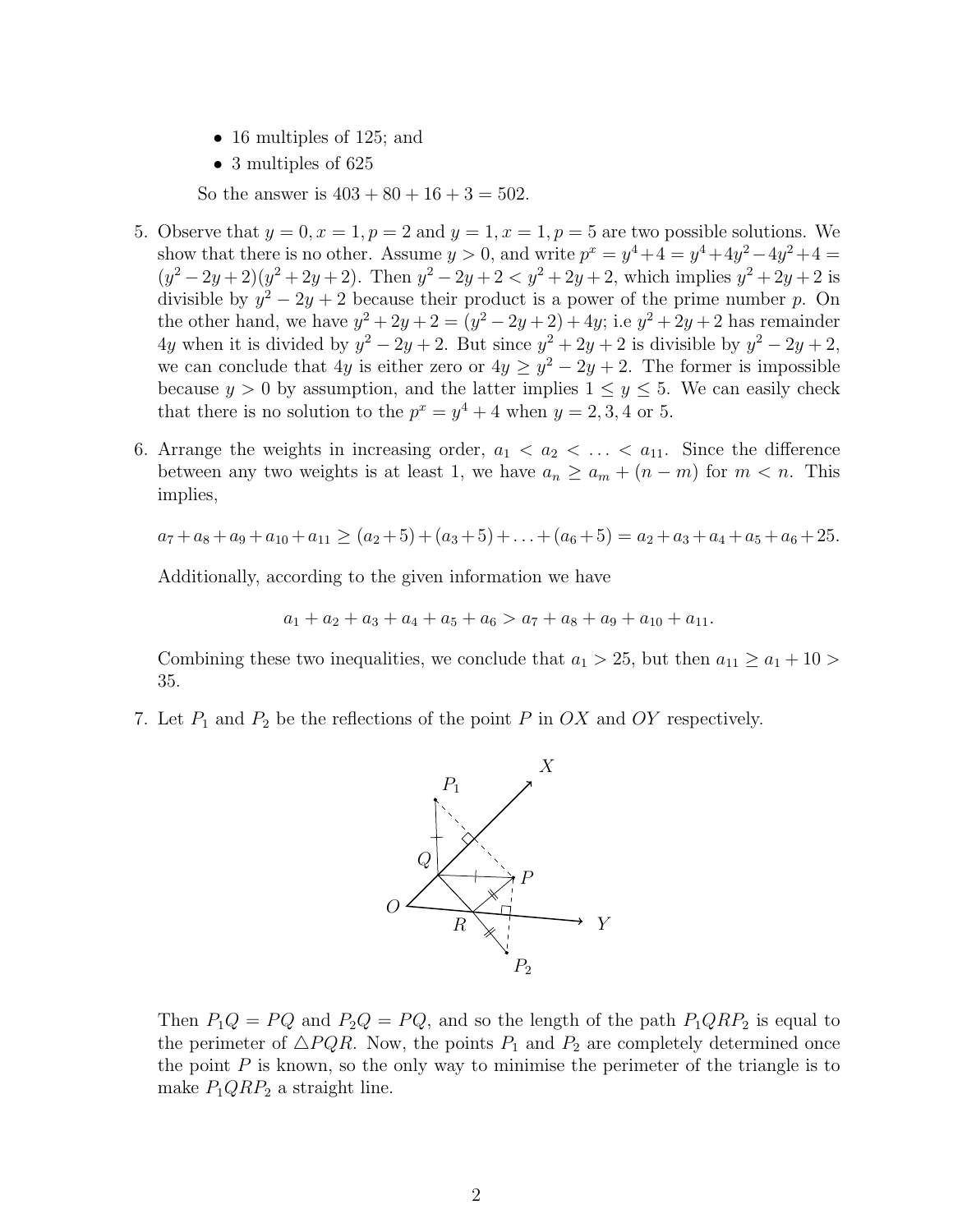- 16 multiples of 125; and
- 3 multiples of 625

So the answer is $403 + 80 + 16 + 3 = 502$.

5. Observe that $y = 0, x = 1, p = 2$ and $y = 1, x = 1, p = 5$ are two possible solutions. We show that there is no other. Assume $y > 0$, and write $p^x = y^4+4 = y^4+4y^2-4y^2+4 = (y^2-2y+2)(y^2+2y+2)$. Then $y^2-2y+2 < y^2+2y+2$, which implies $y^2+2y+2$ is divisible by $y^2-2y+2$ because their product is a power of the prime number $p$. On the other hand, we have $y^2+2y+2 = (y^2-2y+2)+4y$; i.e $y^2+2y+2$ has remainder $4y$ when it is divided by $y^2-2y+2$. But since $y^2+2y+2$ is divisible by $y^2-2y+2$, we can conclude that $4y$ is either zero or $4y \geq y^2-2y+2$. The former is impossible because $y > 0$ by assumption, and the latter implies $1 \leq y \leq 5$. We can easily check that there is no solution to the $p^x = y^4+4$ when $y = 2, 3, 4$ or $5$.

6. Arrange the weights in increasing order, $a_1 < a_2 < \ldots < a_{11}$. Since the difference between any two weights is at least 1, we have $a_n \geq a_m + (n-m)$ for $m < n$. This implies,

$$a_7+a_8+a_9+a_{10}+a_{11} \geq (a_2+5)+(a_3+5)+\ldots+(a_6+5) = a_2+a_3+a_4+a_5+a_6+25.$$

Additionally, according to the given information we have

$$a_1+a_2+a_3+a_4+a_5+a_6 > a_7+a_8+a_9+a_{10}+a_{11}.$$

Combining these two inequalities, we conclude that $a_1 > 25$, but then $a_{11} \geq a_1 + 10 > 35$.

7. Let $P_1$ and $P_2$ be the reflections of the point $P$ in $OX$ and $OY$ respectively.

Then $P_1Q = PQ$ and $P_2Q = PQ$, and so the length of the path $P_1QRP_2$ is equal to the perimeter of $\triangle PQR$. Now, the points $P_1$ and $P_2$ are completely determined once the point $P$ is known, so the only way to minimise the perimeter of the triangle is to make $P_1QRP_2$ a straight line.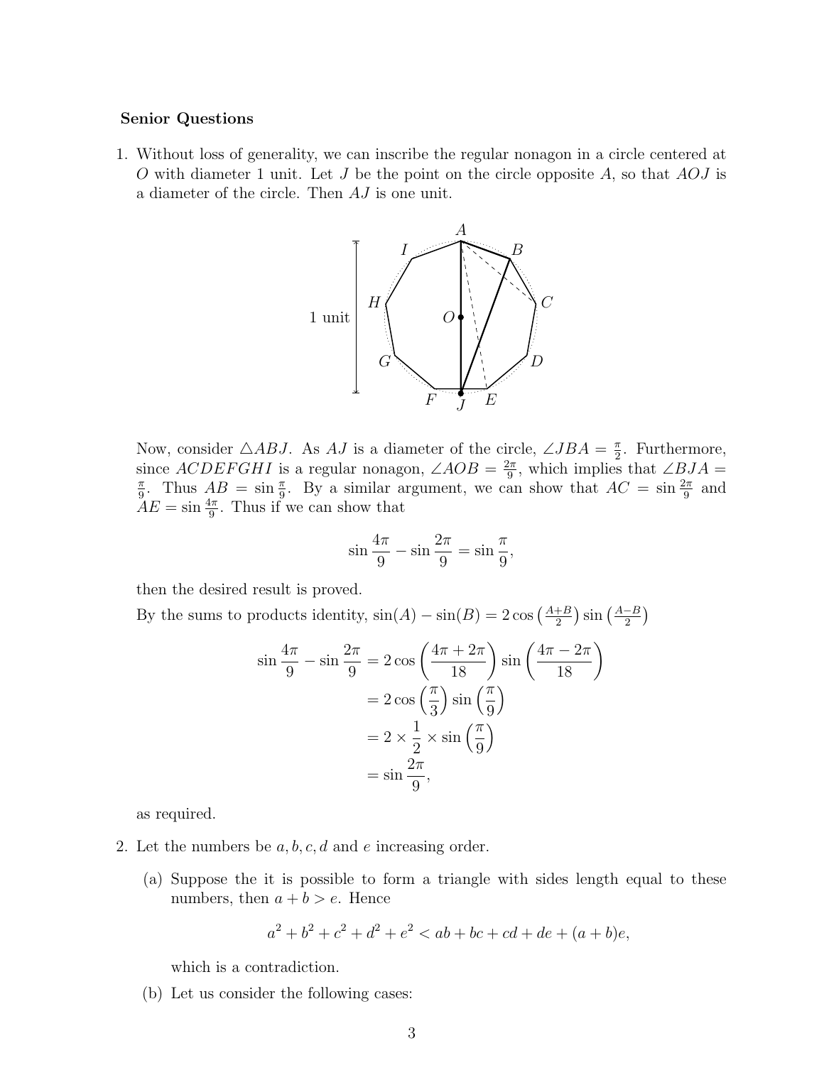**Senior Questions**

1. Without loss of generality, we can inscribe the regular nonagon in a circle centered at $O$ with diameter 1 unit. Let $J$ be the point on the circle opposite $A$, so that $AOJ$ is a diameter of the circle. Then $AJ$ is one unit.

   Now, consider $\triangle ABJ$. As $AJ$ is a diameter of the circle, $\angle JBA = \frac{\pi}{2}$. Furthermore, since $ACDEFGHI$ is a regular nonagon, $\angle AOB = \frac{2\pi}{9}$, which implies that $\angle BJA = \frac{\pi}{9}$. Thus $AB = \sin\frac{\pi}{9}$. By a similar argument, we can show that $AC = \sin\frac{2\pi}{9}$ and $AE = \sin\frac{4\pi}{9}$. Thus if we can show that

   $$\sin\frac{4\pi}{9} - \sin\frac{2\pi}{9} = \sin\frac{\pi}{9},$$

   then the desired result is proved.

   By the sums to products identity, $\sin(A) - \sin(B) = 2\cos\left(\frac{A+B}{2}\right)\sin\left(\frac{A-B}{2}\right)$

   $$\begin{aligned}
   \sin\frac{4\pi}{9} - \sin\frac{2\pi}{9} &= 2\cos\left(\frac{4\pi + 2\pi}{18}\right)\sin\left(\frac{4\pi - 2\pi}{18}\right) \\
   &= 2\cos\left(\frac{\pi}{3}\right)\sin\left(\frac{\pi}{9}\right) \\
   &= 2 \times \frac{1}{2} \times \sin\left(\frac{\pi}{9}\right) \\
   &= \sin\frac{2\pi}{9},
   \end{aligned}$$

   as required.

2. Let the numbers be $a, b, c, d$ and $e$ increasing order.

   (a) Suppose the it is possible to form a triangle with sides length equal to these numbers, then $a + b > e$. Hence

   $$a^2 + b^2 + c^2 + d^2 + e^2 < ab + bc + cd + de + (a+b)e,$$

   which is a contradiction.

   (b) Let us consider the following cases: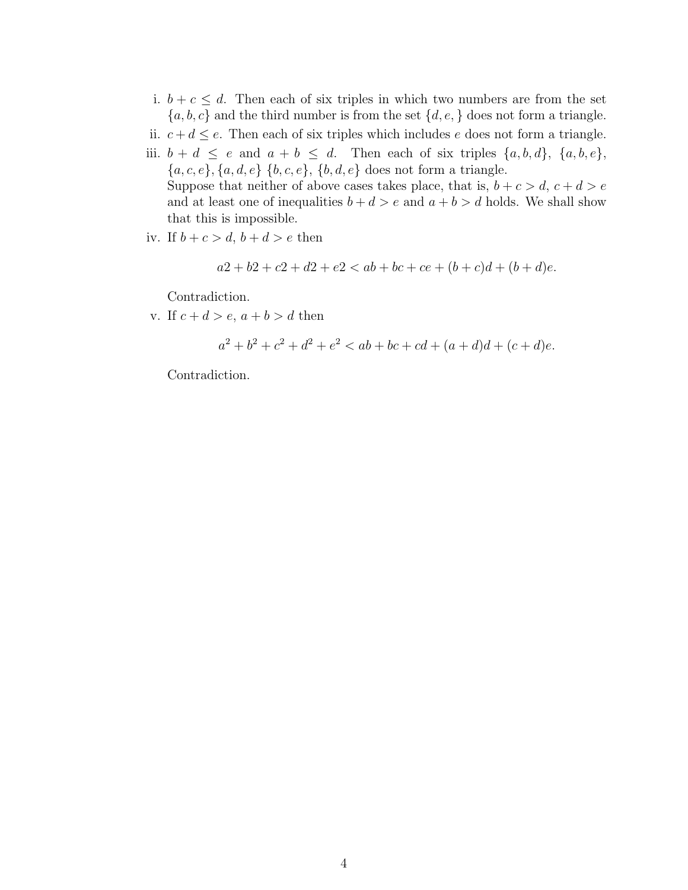i. $b + c \le d$. Then each of six triples in which two numbers are from the set $\{a, b, c\}$ and the third number is from the set $\{d, e, \}$ does not form a triangle.

ii. $c + d \le e$. Then each of six triples which includes $e$ does not form a triangle.

iii. $b + d \le e$ and $a + b \le d$. Then each of six triples $\{a, b, d\}$, $\{a, b, e\}$, $\{a, c, e\}, \{a, d, e\}$ $\{b, c, e\}$, $\{b, d, e\}$ does not form a triangle.
Suppose that neither of above cases takes place, that is, $b + c > d$, $c + d > e$ and at least one of inequalities $b + d > e$ and $a + b > d$ holds. We shall show that this is impossible.

iv. If $b + c > d$, $b + d > e$ then

$$a2 + b2 + c2 + d2 + e2 < ab + bc + ce + (b + c)d + (b + d)e.$$

Contradiction.

v. If $c + d > e$, $a + b > d$ then

$$a^2 + b^2 + c^2 + d^2 + e^2 < ab + bc + cd + (a + d)d + (c + d)e.$$

Contradiction.